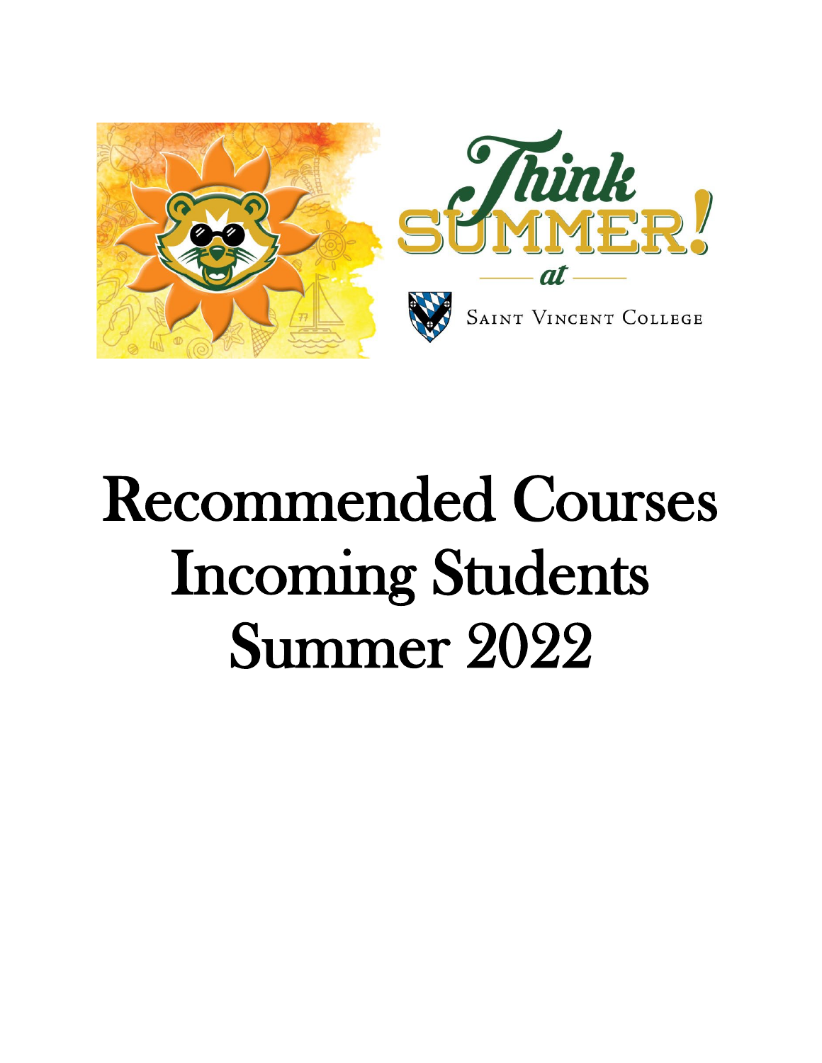Think SUMMER! at Saint Vincent College

# Recommended Courses Incoming Students Summer 2022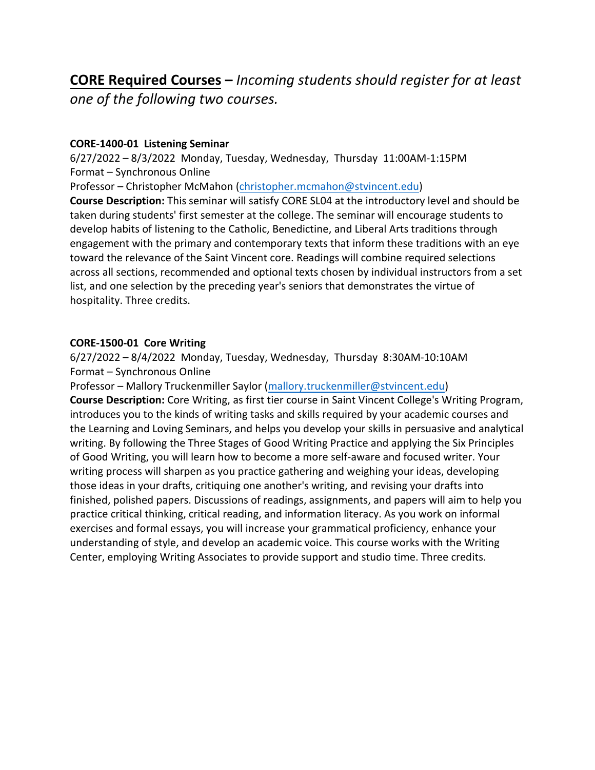## **CORE Required Courses** – *Incoming students should register for at least one of the following two courses.*

**CORE-1400-01 Listening Seminar**
6/27/2022 – 8/3/2022 Monday, Tuesday, Wednesday, Thursday 11:00AM-1:15PM
Format – Synchronous Online
Professor – Christopher McMahon (christopher.mcmahon@stvincent.edu)
**Course Description:** This seminar will satisfy CORE SL04 at the introductory level and should be taken during students' first semester at the college. The seminar will encourage students to develop habits of listening to the Catholic, Benedictine, and Liberal Arts traditions through engagement with the primary and contemporary texts that inform these traditions with an eye toward the relevance of the Saint Vincent core. Readings will combine required selections across all sections, recommended and optional texts chosen by individual instructors from a set list, and one selection by the preceding year's seniors that demonstrates the virtue of hospitality. Three credits.

**CORE-1500-01 Core Writing**
6/27/2022 – 8/4/2022 Monday, Tuesday, Wednesday, Thursday 8:30AM-10:10AM
Format – Synchronous Online
Professor – Mallory Truckenmiller Saylor (mallory.truckenmiller@stvincent.edu)
**Course Description:** Core Writing, as first tier course in Saint Vincent College's Writing Program, introduces you to the kinds of writing tasks and skills required by your academic courses and the Learning and Loving Seminars, and helps you develop your skills in persuasive and analytical writing. By following the Three Stages of Good Writing Practice and applying the Six Principles of Good Writing, you will learn how to become a more self-aware and focused writer. Your writing process will sharpen as you practice gathering and weighing your ideas, developing those ideas in your drafts, critiquing one another's writing, and revising your drafts into finished, polished papers. Discussions of readings, assignments, and papers will aim to help you practice critical thinking, critical reading, and information literacy. As you work on informal exercises and formal essays, you will increase your grammatical proficiency, enhance your understanding of style, and develop an academic voice. This course works with the Writing Center, employing Writing Associates to provide support and studio time. Three credits.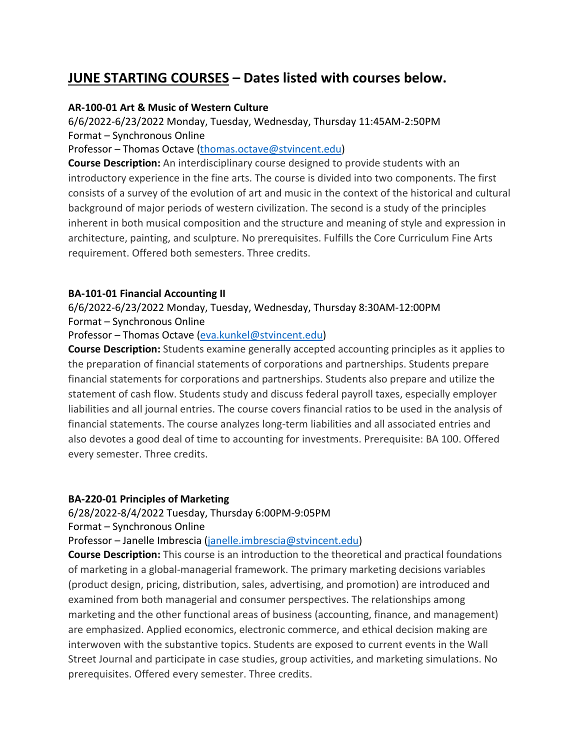## JUNE STARTING COURSES – Dates listed with courses below.

**AR-100-01 Art & Music of Western Culture**

6/6/2022-6/23/2022 Monday, Tuesday, Wednesday, Thursday 11:45AM-2:50PM
Format – Synchronous Online
Professor – Thomas Octave (thomas.octave@stvincent.edu)

**Course Description:** An interdisciplinary course designed to provide students with an introductory experience in the fine arts. The course is divided into two components. The first consists of a survey of the evolution of art and music in the context of the historical and cultural background of major periods of western civilization. The second is a study of the principles inherent in both musical composition and the structure and meaning of style and expression in architecture, painting, and sculpture. No prerequisites. Fulfills the Core Curriculum Fine Arts requirement. Offered both semesters. Three credits.

**BA-101-01 Financial Accounting II**

6/6/2022-6/23/2022 Monday, Tuesday, Wednesday, Thursday 8:30AM-12:00PM
Format – Synchronous Online
Professor – Thomas Octave (eva.kunkel@stvincent.edu)

**Course Description:** Students examine generally accepted accounting principles as it applies to the preparation of financial statements of corporations and partnerships. Students prepare financial statements for corporations and partnerships. Students also prepare and utilize the statement of cash flow. Students study and discuss federal payroll taxes, especially employer liabilities and all journal entries. The course covers financial ratios to be used in the analysis of financial statements. The course analyzes long-term liabilities and all associated entries and also devotes a good deal of time to accounting for investments. Prerequisite: BA 100. Offered every semester. Three credits.

**BA-220-01 Principles of Marketing**

6/28/2022-8/4/2022 Tuesday, Thursday 6:00PM-9:05PM
Format – Synchronous Online
Professor – Janelle Imbrescia (janelle.imbrescia@stvincent.edu)

**Course Description:** This course is an introduction to the theoretical and practical foundations of marketing in a global-managerial framework. The primary marketing decisions variables (product design, pricing, distribution, sales, advertising, and promotion) are introduced and examined from both managerial and consumer perspectives. The relationships among marketing and the other functional areas of business (accounting, finance, and management) are emphasized. Applied economics, electronic commerce, and ethical decision making are interwoven with the substantive topics. Students are exposed to current events in the Wall Street Journal and participate in case studies, group activities, and marketing simulations. No prerequisites. Offered every semester. Three credits.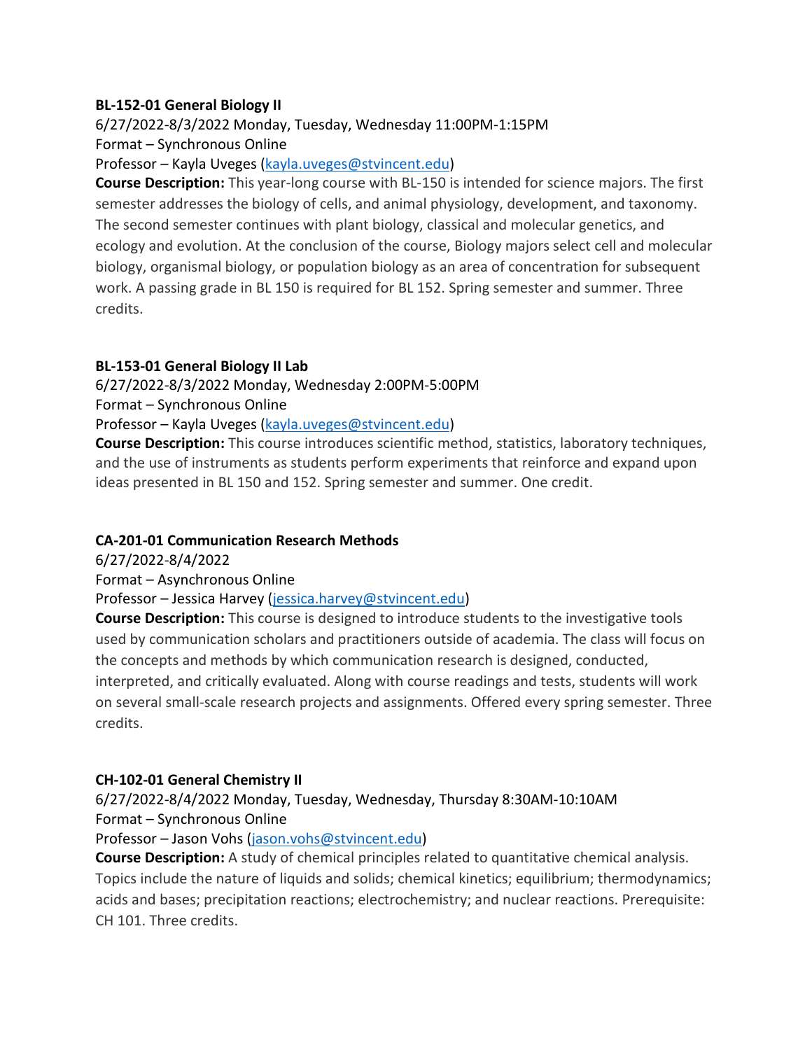**BL-152-01 General Biology II**

6/27/2022-8/3/2022 Monday, Tuesday, Wednesday 11:00PM-1:15PM

Format – Synchronous Online

Professor – Kayla Uveges (kayla.uveges@stvincent.edu)

**Course Description:** This year-long course with BL-150 is intended for science majors. The first semester addresses the biology of cells, and animal physiology, development, and taxonomy. The second semester continues with plant biology, classical and molecular genetics, and ecology and evolution. At the conclusion of the course, Biology majors select cell and molecular biology, organismal biology, or population biology as an area of concentration for subsequent work. A passing grade in BL 150 is required for BL 152. Spring semester and summer. Three credits.

**BL-153-01 General Biology II Lab**

6/27/2022-8/3/2022 Monday, Wednesday 2:00PM-5:00PM

Format – Synchronous Online

Professor – Kayla Uveges (kayla.uveges@stvincent.edu)

**Course Description:** This course introduces scientific method, statistics, laboratory techniques, and the use of instruments as students perform experiments that reinforce and expand upon ideas presented in BL 150 and 152. Spring semester and summer. One credit.

**CA-201-01 Communication Research Methods**

6/27/2022-8/4/2022

Format – Asynchronous Online

Professor – Jessica Harvey (jessica.harvey@stvincent.edu)

**Course Description:** This course is designed to introduce students to the investigative tools used by communication scholars and practitioners outside of academia. The class will focus on the concepts and methods by which communication research is designed, conducted, interpreted, and critically evaluated. Along with course readings and tests, students will work on several small-scale research projects and assignments. Offered every spring semester. Three credits.

**CH-102-01 General Chemistry II**

6/27/2022-8/4/2022 Monday, Tuesday, Wednesday, Thursday 8:30AM-10:10AM

Format – Synchronous Online

Professor – Jason Vohs (jason.vohs@stvincent.edu)

**Course Description:** A study of chemical principles related to quantitative chemical analysis. Topics include the nature of liquids and solids; chemical kinetics; equilibrium; thermodynamics; acids and bases; precipitation reactions; electrochemistry; and nuclear reactions. Prerequisite: CH 101. Three credits.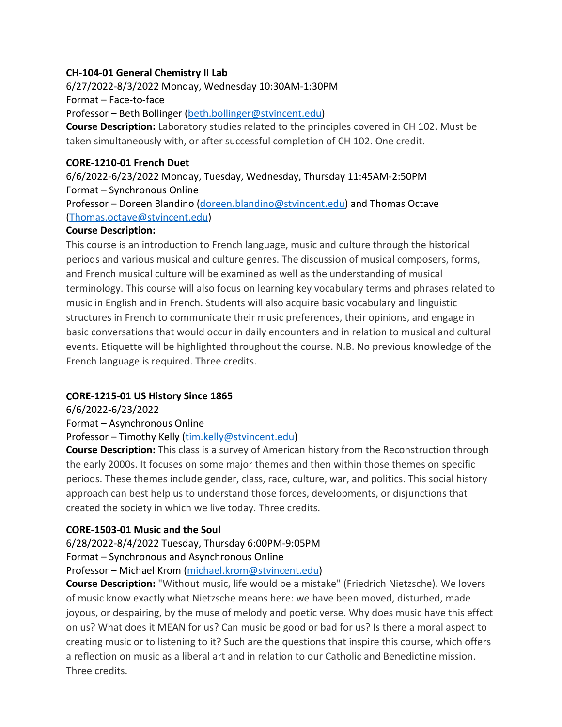**CH-104-01 General Chemistry II Lab**

6/27/2022-8/3/2022 Monday, Wednesday 10:30AM-1:30PM

Format – Face-to-face

Professor – Beth Bollinger (beth.bollinger@stvincent.edu)

**Course Description:** Laboratory studies related to the principles covered in CH 102. Must be taken simultaneously with, or after successful completion of CH 102. One credit.

**CORE-1210-01 French Duet**

6/6/2022-6/23/2022 Monday, Tuesday, Wednesday, Thursday 11:45AM-2:50PM

Format – Synchronous Online

Professor – Doreen Blandino (doreen.blandino@stvincent.edu) and Thomas Octave (Thomas.octave@stvincent.edu)

**Course Description:**

This course is an introduction to French language, music and culture through the historical periods and various musical and culture genres. The discussion of musical composers, forms, and French musical culture will be examined as well as the understanding of musical terminology. This course will also focus on learning key vocabulary terms and phrases related to music in English and in French. Students will also acquire basic vocabulary and linguistic structures in French to communicate their music preferences, their opinions, and engage in basic conversations that would occur in daily encounters and in relation to musical and cultural events. Etiquette will be highlighted throughout the course. N.B. No previous knowledge of the French language is required. Three credits.

**CORE-1215-01 US History Since 1865**

6/6/2022-6/23/2022

Format – Asynchronous Online

Professor – Timothy Kelly (tim.kelly@stvincent.edu)

**Course Description:** This class is a survey of American history from the Reconstruction through the early 2000s. It focuses on some major themes and then within those themes on specific periods. These themes include gender, class, race, culture, war, and politics. This social history approach can best help us to understand those forces, developments, or disjunctions that created the society in which we live today. Three credits.

**CORE-1503-01 Music and the Soul**

6/28/2022-8/4/2022 Tuesday, Thursday 6:00PM-9:05PM

Format – Synchronous and Asynchronous Online

Professor – Michael Krom (michael.krom@stvincent.edu)

**Course Description:** "Without music, life would be a mistake" (Friedrich Nietzsche). We lovers of music know exactly what Nietzsche means here: we have been moved, disturbed, made joyous, or despairing, by the muse of melody and poetic verse. Why does music have this effect on us? What does it MEAN for us? Can music be good or bad for us? Is there a moral aspect to creating music or to listening to it? Such are the questions that inspire this course, which offers a reflection on music as a liberal art and in relation to our Catholic and Benedictine mission. Three credits.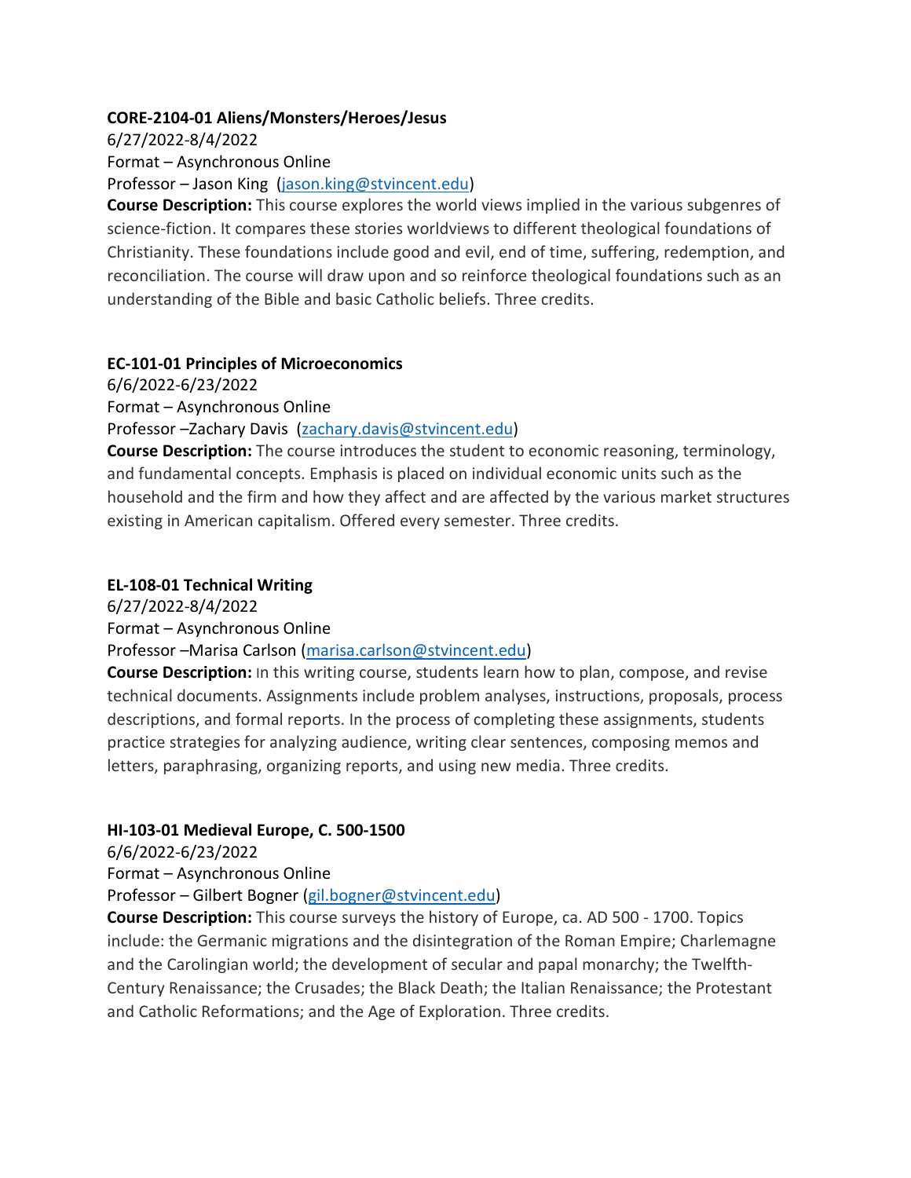**CORE-2104-01 Aliens/Monsters/Heroes/Jesus**
6/27/2022-8/4/2022
Format – Asynchronous Online
Professor – Jason King (jason.king@stvincent.edu)
**Course Description:** This course explores the world views implied in the various subgenres of science-fiction. It compares these stories worldviews to different theological foundations of Christianity. These foundations include good and evil, end of time, suffering, redemption, and reconciliation. The course will draw upon and so reinforce theological foundations such as an understanding of the Bible and basic Catholic beliefs. Three credits.

**EC-101-01 Principles of Microeconomics**
6/6/2022-6/23/2022
Format – Asynchronous Online
Professor –Zachary Davis (zachary.davis@stvincent.edu)
**Course Description:** The course introduces the student to economic reasoning, terminology, and fundamental concepts. Emphasis is placed on individual economic units such as the household and the firm and how they affect and are affected by the various market structures existing in American capitalism. Offered every semester. Three credits.

**EL-108-01 Technical Writing**
6/27/2022-8/4/2022
Format – Asynchronous Online
Professor –Marisa Carlson (marisa.carlson@stvincent.edu)
**Course Description:** In this writing course, students learn how to plan, compose, and revise technical documents. Assignments include problem analyses, instructions, proposals, process descriptions, and formal reports. In the process of completing these assignments, students practice strategies for analyzing audience, writing clear sentences, composing memos and letters, paraphrasing, organizing reports, and using new media. Three credits.

**HI-103-01 Medieval Europe, C. 500-1500**
6/6/2022-6/23/2022
Format – Asynchronous Online
Professor – Gilbert Bogner (gil.bogner@stvincent.edu)
**Course Description:** This course surveys the history of Europe, ca. AD 500 - 1700. Topics include: the Germanic migrations and the disintegration of the Roman Empire; Charlemagne and the Carolingian world; the development of secular and papal monarchy; the Twelfth-Century Renaissance; the Crusades; the Black Death; the Italian Renaissance; the Protestant and Catholic Reformations; and the Age of Exploration. Three credits.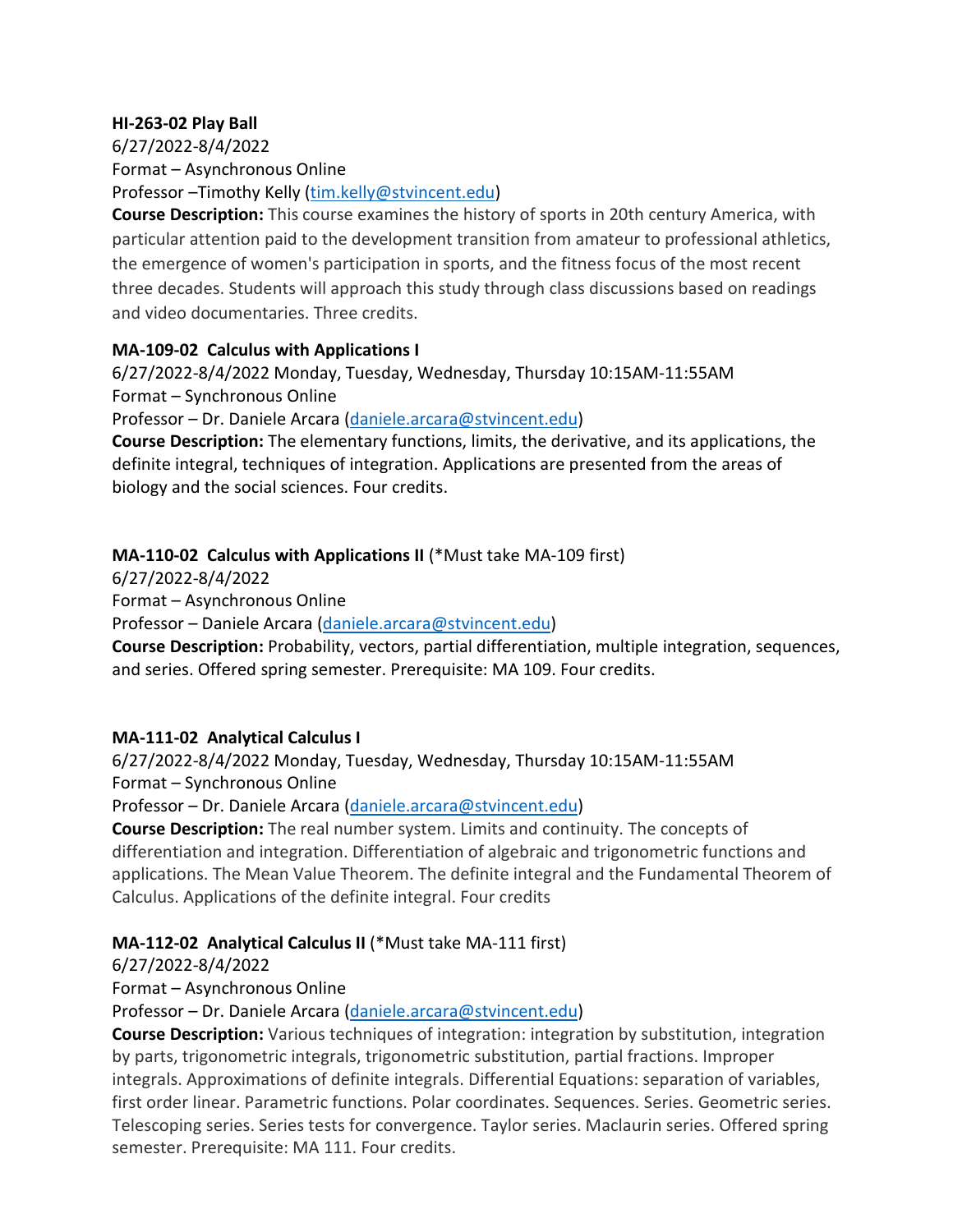**HI-263-02 Play Ball**
6/27/2022-8/4/2022
Format – Asynchronous Online
Professor –Timothy Kelly ([tim.kelly@stvincent.edu](mailto:tim.kelly@stvincent.edu))
**Course Description:** This course examines the history of sports in 20th century America, with particular attention paid to the development transition from amateur to professional athletics, the emergence of women's participation in sports, and the fitness focus of the most recent three decades. Students will approach this study through class discussions based on readings and video documentaries. Three credits.

**MA-109-02 Calculus with Applications I**
6/27/2022-8/4/2022 Monday, Tuesday, Wednesday, Thursday 10:15AM-11:55AM
Format – Synchronous Online
Professor – Dr. Daniele Arcara ([daniele.arcara@stvincent.edu](mailto:daniele.arcara@stvincent.edu))
**Course Description:** The elementary functions, limits, the derivative, and its applications, the definite integral, techniques of integration. Applications are presented from the areas of biology and the social sciences. Four credits.

**MA-110-02 Calculus with Applications II** (*Must take MA-109 first)
6/27/2022-8/4/2022
Format – Asynchronous Online
Professor – Daniele Arcara ([daniele.arcara@stvincent.edu](mailto:daniele.arcara@stvincent.edu))
**Course Description:** Probability, vectors, partial differentiation, multiple integration, sequences, and series. Offered spring semester. Prerequisite: MA 109. Four credits.

**MA-111-02 Analytical Calculus I**
6/27/2022-8/4/2022 Monday, Tuesday, Wednesday, Thursday 10:15AM-11:55AM
Format – Synchronous Online
Professor – Dr. Daniele Arcara ([daniele.arcara@stvincent.edu](mailto:daniele.arcara@stvincent.edu))
**Course Description:** The real number system. Limits and continuity. The concepts of differentiation and integration. Differentiation of algebraic and trigonometric functions and applications. The Mean Value Theorem. The definite integral and the Fundamental Theorem of Calculus. Applications of the definite integral. Four credits

**MA-112-02 Analytical Calculus II** (*Must take MA-111 first)
6/27/2022-8/4/2022
Format – Asynchronous Online
Professor – Dr. Daniele Arcara ([daniele.arcara@stvincent.edu](mailto:daniele.arcara@stvincent.edu))
**Course Description:** Various techniques of integration: integration by substitution, integration by parts, trigonometric integrals, trigonometric substitution, partial fractions. Improper integrals. Approximations of definite integrals. Differential Equations: separation of variables, first order linear. Parametric functions. Polar coordinates. Sequences. Series. Geometric series. Telescoping series. Series tests for convergence. Taylor series. Maclaurin series. Offered spring semester. Prerequisite: MA 111. Four credits.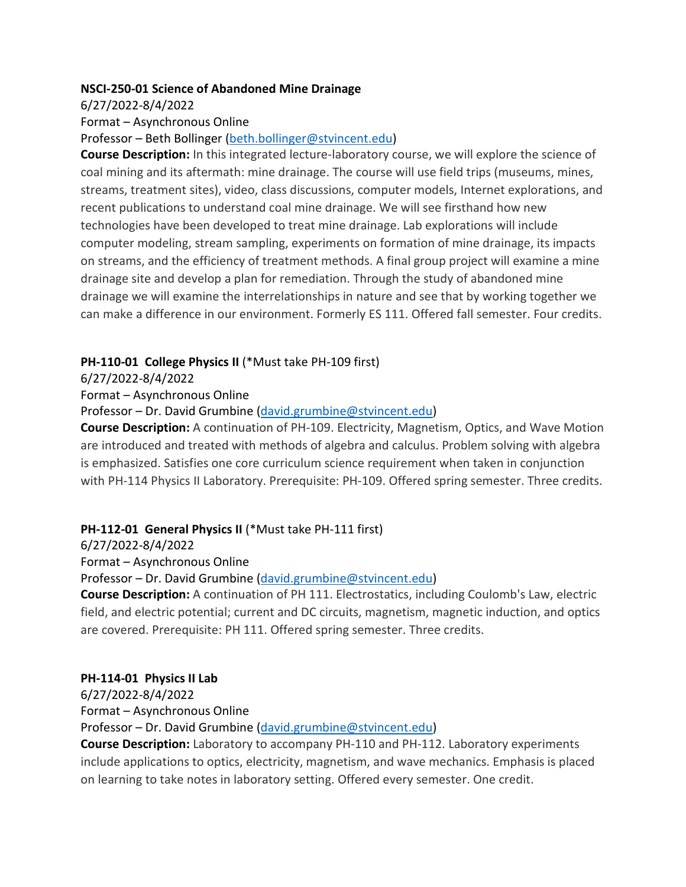**NSCI-250-01 Science of Abandoned Mine Drainage**

6/27/2022-8/4/2022

Format – Asynchronous Online

Professor – Beth Bollinger (beth.bollinger@stvincent.edu)

**Course Description:** In this integrated lecture-laboratory course, we will explore the science of coal mining and its aftermath: mine drainage. The course will use field trips (museums, mines, streams, treatment sites), video, class discussions, computer models, Internet explorations, and recent publications to understand coal mine drainage. We will see firsthand how new technologies have been developed to treat mine drainage. Lab explorations will include computer modeling, stream sampling, experiments on formation of mine drainage, its impacts on streams, and the efficiency of treatment methods. A final group project will examine a mine drainage site and develop a plan for remediation. Through the study of abandoned mine drainage we will examine the interrelationships in nature and see that by working together we can make a difference in our environment. Formerly ES 111. Offered fall semester. Four credits.

**PH-110-01 College Physics II** (*Must take PH-109 first)

6/27/2022-8/4/2022

Format – Asynchronous Online

Professor – Dr. David Grumbine (david.grumbine@stvincent.edu)

**Course Description:** A continuation of PH-109. Electricity, Magnetism, Optics, and Wave Motion are introduced and treated with methods of algebra and calculus. Problem solving with algebra is emphasized. Satisfies one core curriculum science requirement when taken in conjunction with PH-114 Physics II Laboratory. Prerequisite: PH-109. Offered spring semester. Three credits.

**PH-112-01 General Physics II** (*Must take PH-111 first)

6/27/2022-8/4/2022

Format – Asynchronous Online

Professor – Dr. David Grumbine (david.grumbine@stvincent.edu)

**Course Description:** A continuation of PH 111. Electrostatics, including Coulomb's Law, electric field, and electric potential; current and DC circuits, magnetism, magnetic induction, and optics are covered. Prerequisite: PH 111. Offered spring semester. Three credits.

**PH-114-01 Physics II Lab**

6/27/2022-8/4/2022

Format – Asynchronous Online

Professor – Dr. David Grumbine (david.grumbine@stvincent.edu)

**Course Description:** Laboratory to accompany PH-110 and PH-112. Laboratory experiments include applications to optics, electricity, magnetism, and wave mechanics. Emphasis is placed on learning to take notes in laboratory setting. Offered every semester. One credit.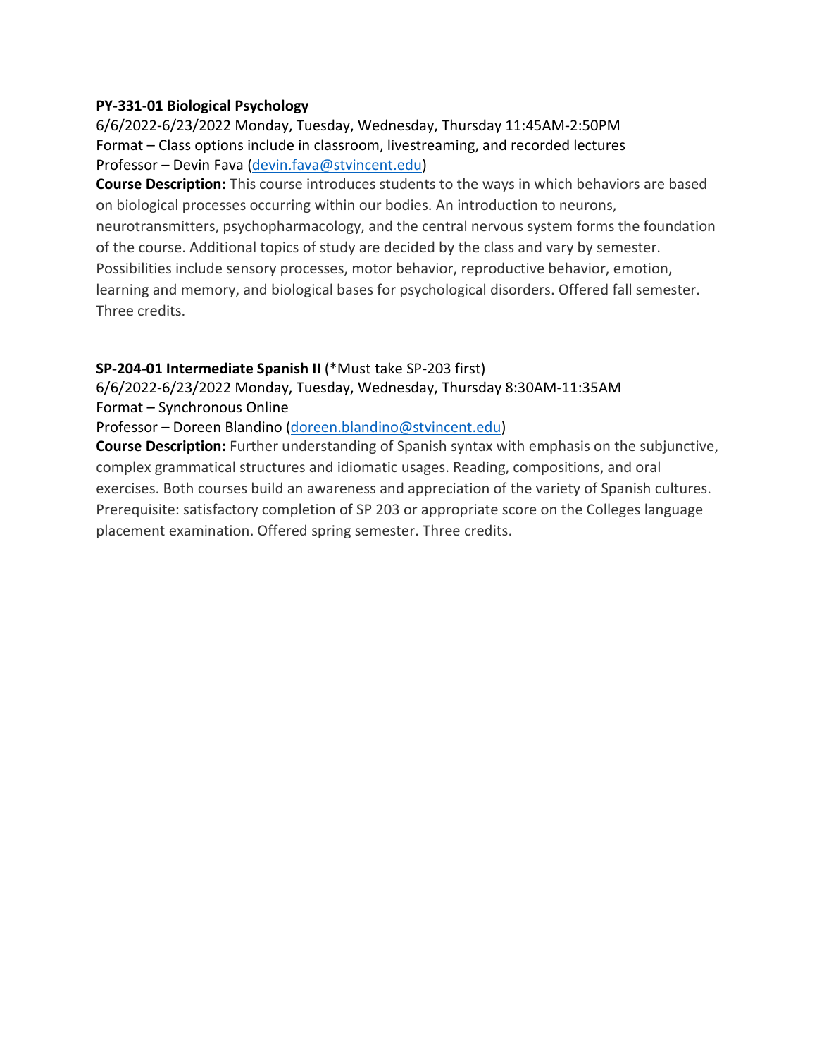**PY-331-01 Biological Psychology**

6/6/2022-6/23/2022 Monday, Tuesday, Wednesday, Thursday 11:45AM-2:50PM

Format – Class options include in classroom, livestreaming, and recorded lectures

Professor – Devin Fava (devin.fava@stvincent.edu)

**Course Description:** This course introduces students to the ways in which behaviors are based on biological processes occurring within our bodies. An introduction to neurons, neurotransmitters, psychopharmacology, and the central nervous system forms the foundation of the course. Additional topics of study are decided by the class and vary by semester. Possibilities include sensory processes, motor behavior, reproductive behavior, emotion, learning and memory, and biological bases for psychological disorders. Offered fall semester. Three credits.

**SP-204-01 Intermediate Spanish II** (*Must take SP-203 first)

6/6/2022-6/23/2022 Monday, Tuesday, Wednesday, Thursday 8:30AM-11:35AM

Format – Synchronous Online

Professor – Doreen Blandino (doreen.blandino@stvincent.edu)

**Course Description:** Further understanding of Spanish syntax with emphasis on the subjunctive, complex grammatical structures and idiomatic usages. Reading, compositions, and oral exercises. Both courses build an awareness and appreciation of the variety of Spanish cultures. Prerequisite: satisfactory completion of SP 203 or appropriate score on the Colleges language placement examination. Offered spring semester. Three credits.